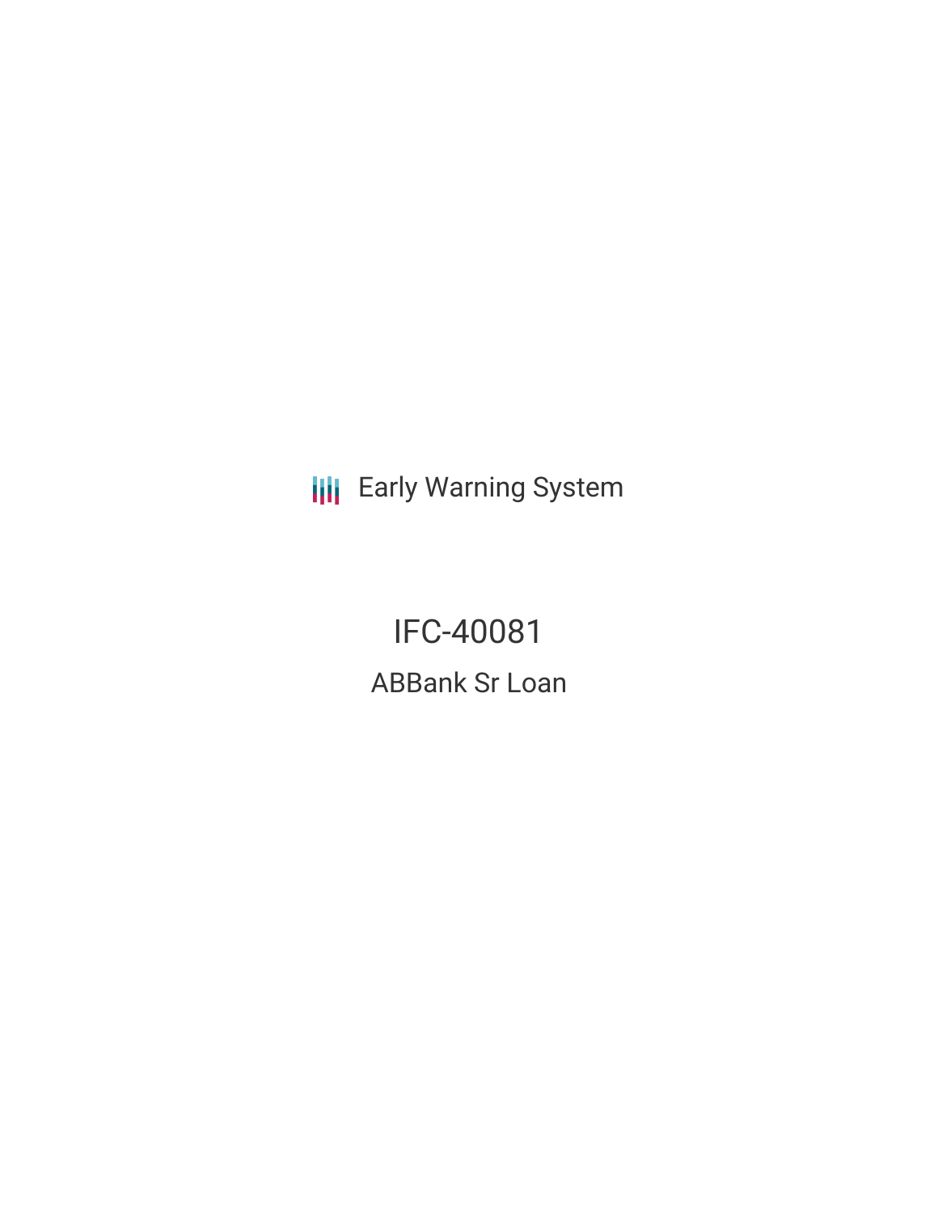Early Warning System

# IFC-40081

## ABBank Sr Loan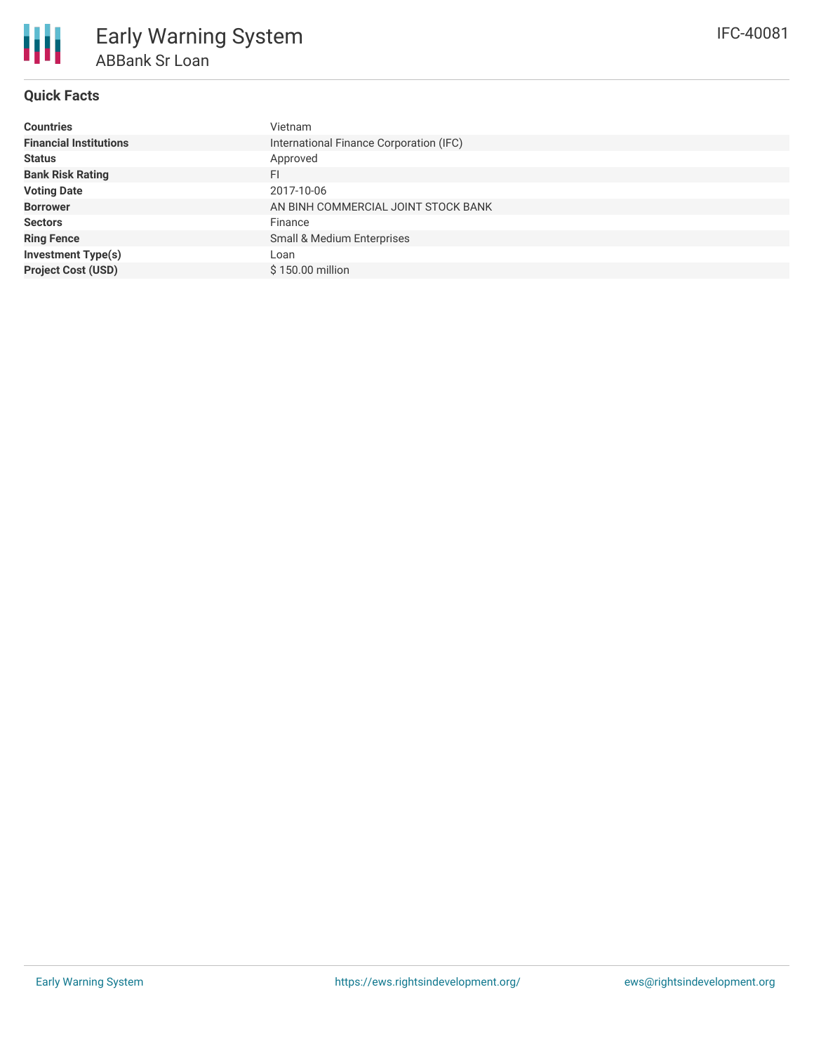# Early Warning System

## ABBank Sr Loan

IFC-40081

### Quick Facts

| | |
|---|---|
| **Countries** | Vietnam |
| **Financial Institutions** | International Finance Corporation (IFC) |
| **Status** | Approved |
| **Bank Risk Rating** | FI |
| **Voting Date** | 2017-10-06 |
| **Borrower** | AN BINH COMMERCIAL JOINT STOCK BANK |
| **Sectors** | Finance |
| **Ring Fence** | Small & Medium Enterprises |
| **Investment Type(s)** | Loan |
| **Project Cost (USD)** | $ 150.00 million |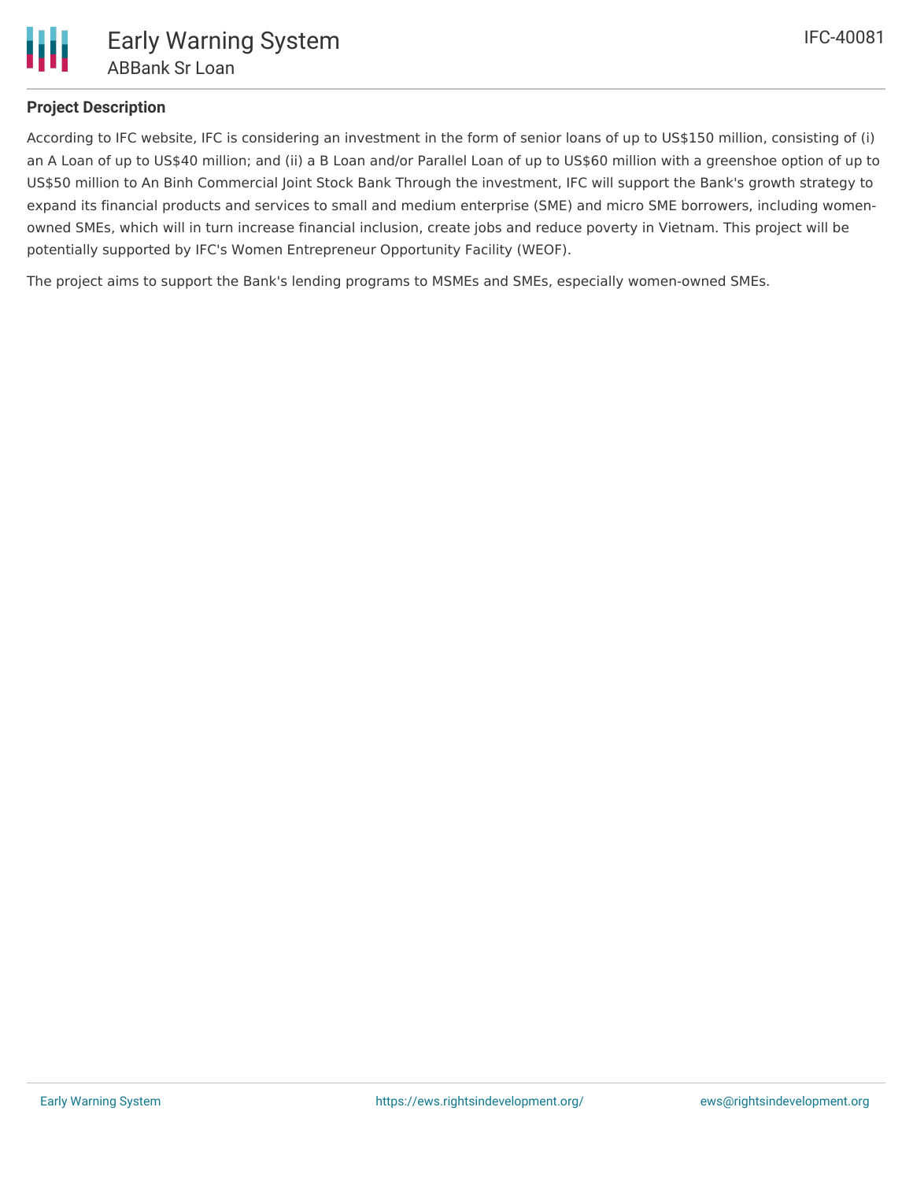## Project Description

According to IFC website, IFC is considering an investment in the form of senior loans of up to US$150 million, consisting of (i) an A Loan of up to US$40 million; and (ii) a B Loan and/or Parallel Loan of up to US$60 million with a greenshoe option of up to US$50 million to An Binh Commercial Joint Stock Bank Through the investment, IFC will support the Bank's growth strategy to expand its financial products and services to small and medium enterprise (SME) and micro SME borrowers, including women-owned SMEs, which will in turn increase financial inclusion, create jobs and reduce poverty in Vietnam. This project will be potentially supported by IFC's Women Entrepreneur Opportunity Facility (WEOF).

The project aims to support the Bank's lending programs to MSMEs and SMEs, especially women-owned SMEs.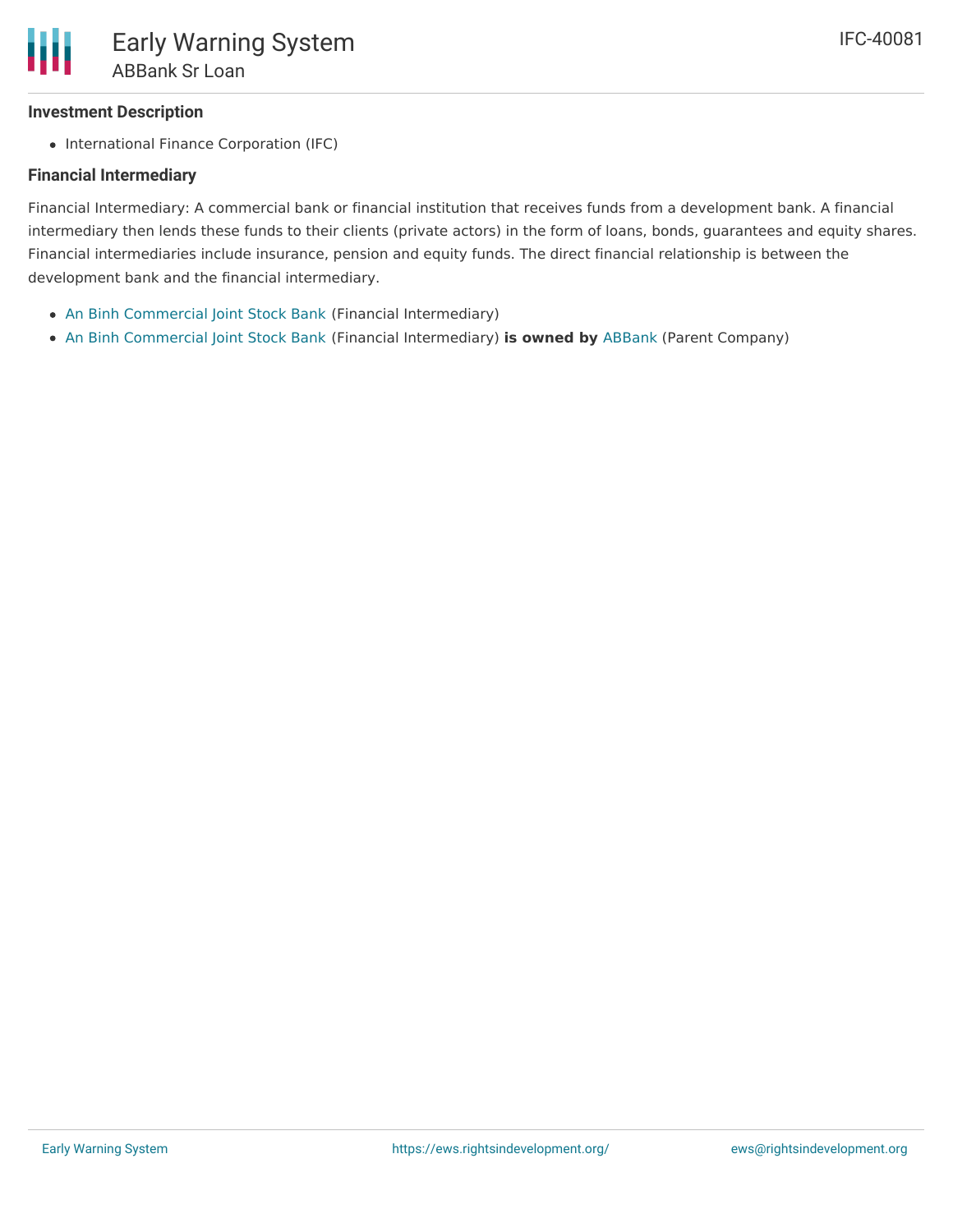### Investment Description

- International Finance Corporation (IFC)

### Financial Intermediary

Financial Intermediary: A commercial bank or financial institution that receives funds from a development bank. A financial intermediary then lends these funds to their clients (private actors) in the form of loans, bonds, guarantees and equity shares. Financial intermediaries include insurance, pension and equity funds. The direct financial relationship is between the development bank and the financial intermediary.

- An Binh Commercial Joint Stock Bank (Financial Intermediary)
- An Binh Commercial Joint Stock Bank (Financial Intermediary) **is owned by** ABBank (Parent Company)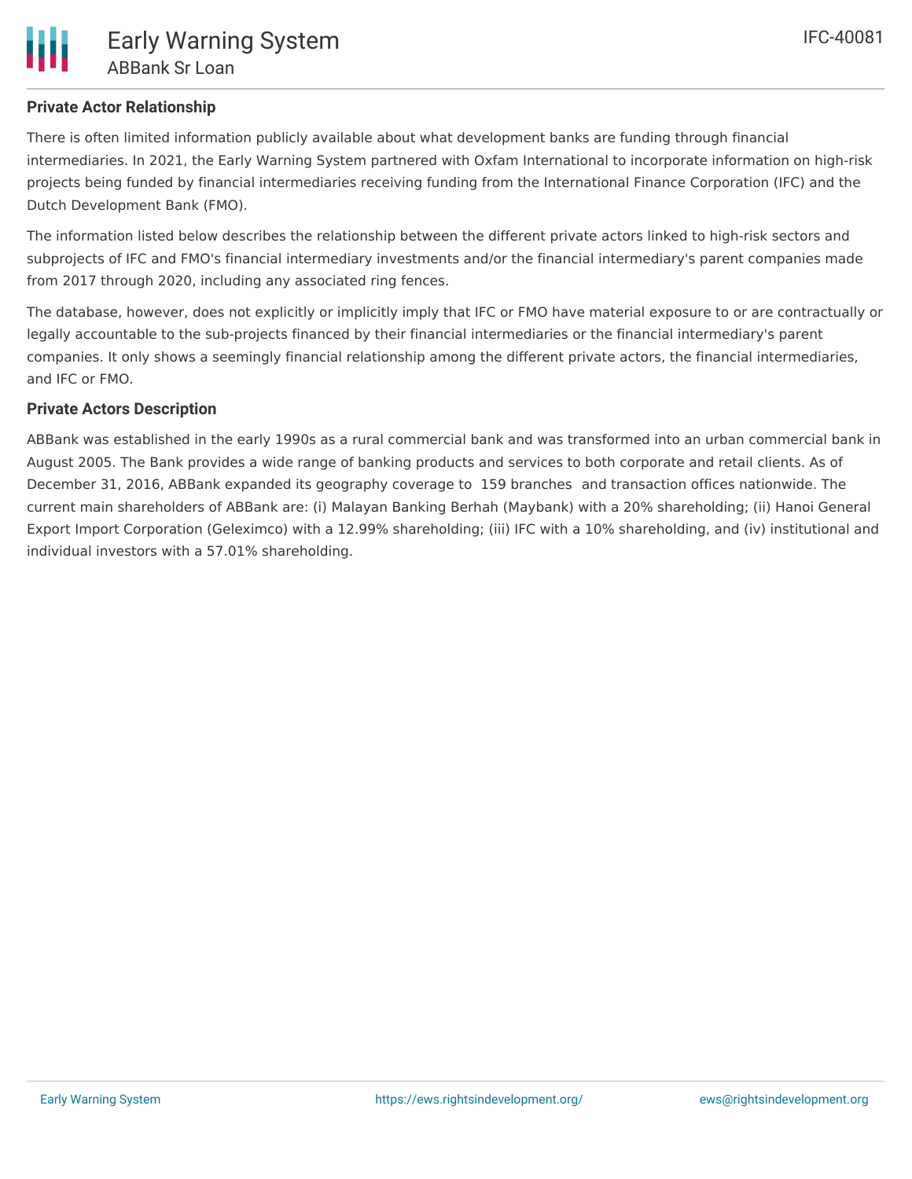## Private Actor Relationship

There is often limited information publicly available about what development banks are funding through financial intermediaries. In 2021, the Early Warning System partnered with Oxfam International to incorporate information on high-risk projects being funded by financial intermediaries receiving funding from the International Finance Corporation (IFC) and the Dutch Development Bank (FMO).

The information listed below describes the relationship between the different private actors linked to high-risk sectors and subprojects of IFC and FMO's financial intermediary investments and/or the financial intermediary's parent companies made from 2017 through 2020, including any associated ring fences.

The database, however, does not explicitly or implicitly imply that IFC or FMO have material exposure to or are contractually or legally accountable to the sub-projects financed by their financial intermediaries or the financial intermediary's parent companies. It only shows a seemingly financial relationship among the different private actors, the financial intermediaries, and IFC or FMO.

## Private Actors Description

ABBank was established in the early 1990s as a rural commercial bank and was transformed into an urban commercial bank in August 2005. The Bank provides a wide range of banking products and services to both corporate and retail clients. As of December 31, 2016, ABBank expanded its geography coverage to 159 branches and transaction offices nationwide. The current main shareholders of ABBank are: (i) Malayan Banking Berhah (Maybank) with a 20% shareholding; (ii) Hanoi General Export Import Corporation (Geleximco) with a 12.99% shareholding; (iii) IFC with a 10% shareholding, and (iv) institutional and individual investors with a 57.01% shareholding.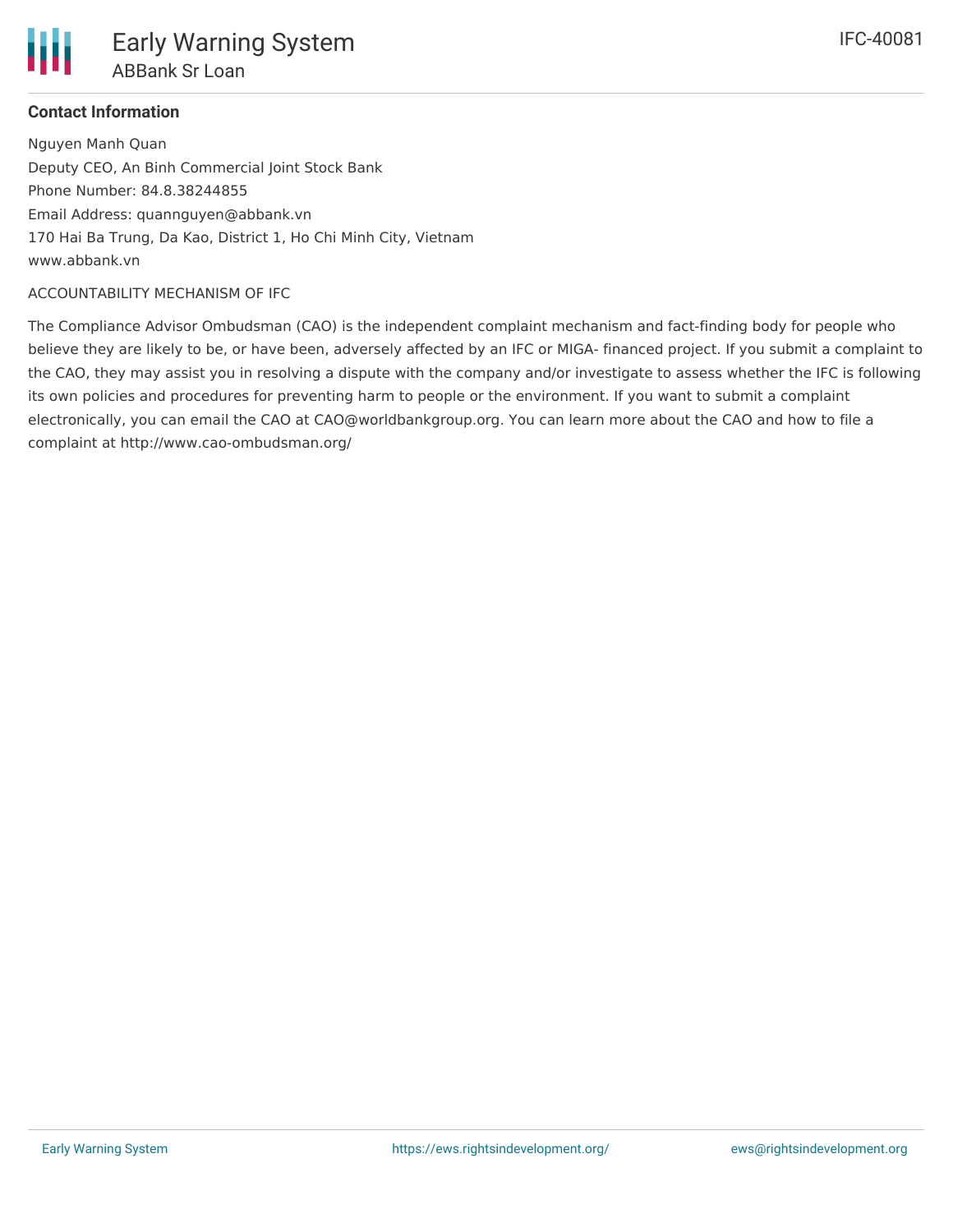### Contact Information

Nguyen Manh Quan
Deputy CEO, An Binh Commercial Joint Stock Bank
Phone Number: 84.8.38244855
Email Address: quannguyen@abbank.vn
170 Hai Ba Trung, Da Kao, District 1, Ho Chi Minh City, Vietnam
www.abbank.vn

ACCOUNTABILITY MECHANISM OF IFC

The Compliance Advisor Ombudsman (CAO) is the independent complaint mechanism and fact-finding body for people who believe they are likely to be, or have been, adversely affected by an IFC or MIGA- financed project. If you submit a complaint to the CAO, they may assist you in resolving a dispute with the company and/or investigate to assess whether the IFC is following its own policies and procedures for preventing harm to people or the environment. If you want to submit a complaint electronically, you can email the CAO at CAO@worldbankgroup.org. You can learn more about the CAO and how to file a complaint at http://www.cao-ombudsman.org/